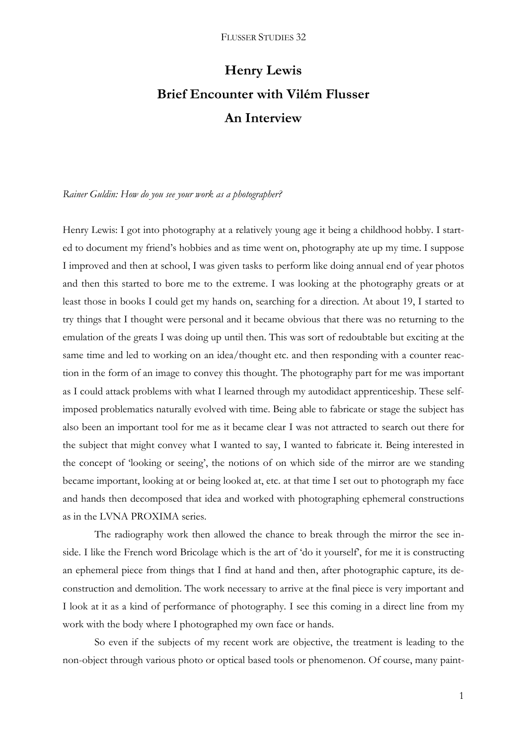# Henry Lewis

# Brief Encounter with Vilém Flusser

# An Interview

*Rainer Guldin: How do you see your work as a photographer?*

Henry Lewis: I got into photography at a relatively young age it being a childhood hobby. I started to document my friend's hobbies and as time went on, photography ate up my time. I suppose I improved and then at school, I was given tasks to perform like doing annual end of year photos and then this started to bore me to the extreme. I was looking at the photography greats or at least those in books I could get my hands on, searching for a direction. At about 19, I started to try things that I thought were personal and it became obvious that there was no returning to the emulation of the greats I was doing up until then. This was sort of redoubtable but exciting at the same time and led to working on an idea/thought etc. and then responding with a counter reaction in the form of an image to convey this thought. The photography part for me was important as I could attack problems with what I learned through my autodidact apprenticeship. These self-imposed problematics naturally evolved with time. Being able to fabricate or stage the subject has also been an important tool for me as it became clear I was not attracted to search out there for the subject that might convey what I wanted to say, I wanted to fabricate it. Being interested in the concept of 'looking or seeing', the notions of on which side of the mirror are we standing became important, looking at or being looked at, etc. at that time I set out to photograph my face and hands then decomposed that idea and worked with photographing ephemeral constructions as in the LVNA PROXIMA series.

The radiography work then allowed the chance to break through the mirror the see inside. I like the French word Bricolage which is the art of 'do it yourself', for me it is constructing an ephemeral piece from things that I find at hand and then, after photographic capture, its deconstruction and demolition. The work necessary to arrive at the final piece is very important and I look at it as a kind of performance of photography. I see this coming in a direct line from my work with the body where I photographed my own face or hands.

So even if the subjects of my recent work are objective, the treatment is leading to the non-object through various photo or optical based tools or phenomenon. Of course, many paint-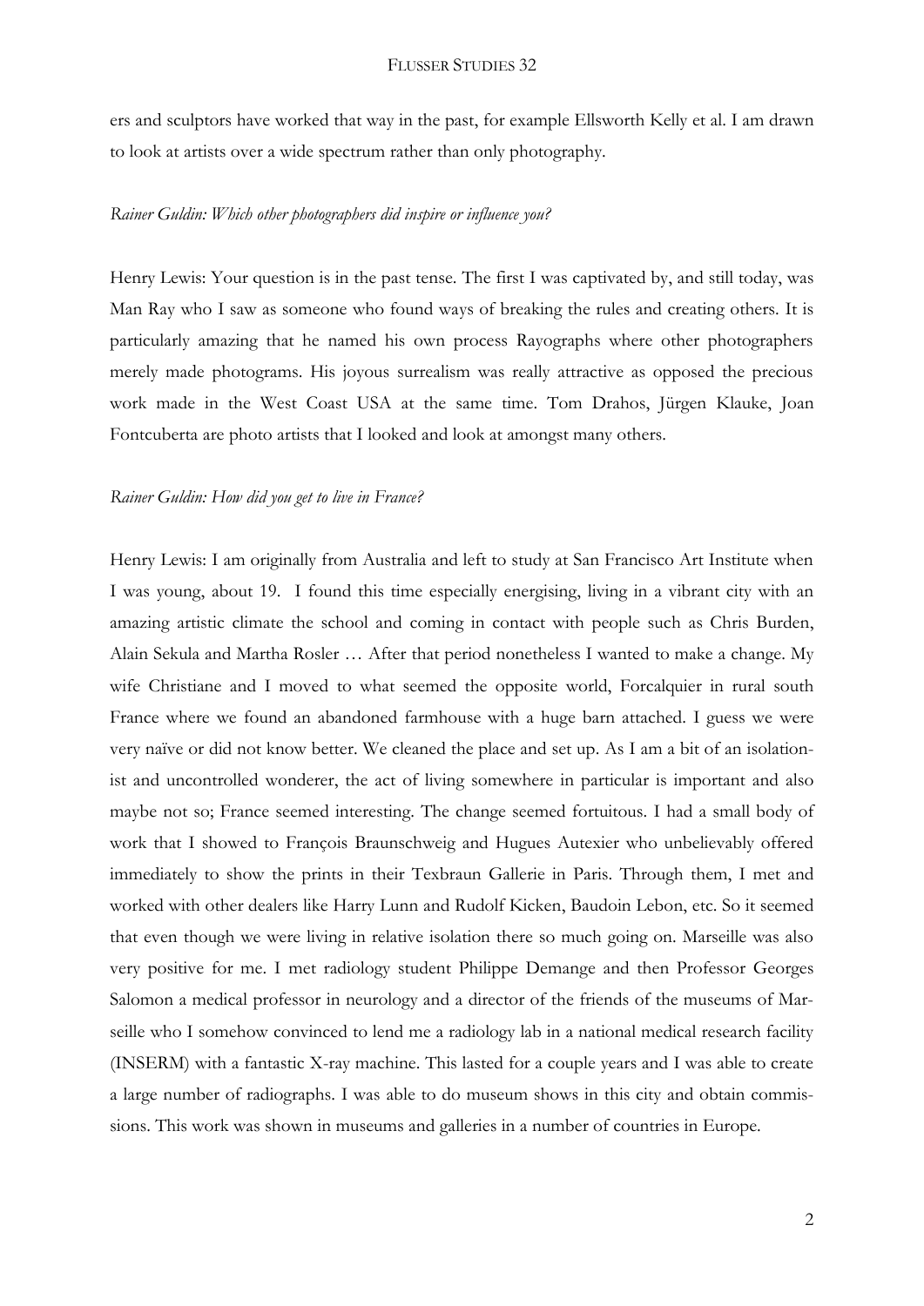ers and sculptors have worked that way in the past, for example Ellsworth Kelly et al. I am drawn to look at artists over a wide spectrum rather than only photography.

*Rainer Guldin: Which other photographers did inspire or influence you?*

Henry Lewis: Your question is in the past tense. The first I was captivated by, and still today, was Man Ray who I saw as someone who found ways of breaking the rules and creating others. It is particularly amazing that he named his own process Rayographs where other photographers merely made photograms. His joyous surrealism was really attractive as opposed the precious work made in the West Coast USA at the same time. Tom Drahos, Jürgen Klauke, Joan Fontcuberta are photo artists that I looked and look at amongst many others.

*Rainer Guldin: How did you get to live in France?*

Henry Lewis: I am originally from Australia and left to study at San Francisco Art Institute when I was young, about 19. I found this time especially energising, living in a vibrant city with an amazing artistic climate the school and coming in contact with people such as Chris Burden, Alain Sekula and Martha Rosler … After that period nonetheless I wanted to make a change. My wife Christiane and I moved to what seemed the opposite world, Forcalquier in rural south France where we found an abandoned farmhouse with a huge barn attached. I guess we were very naïve or did not know better. We cleaned the place and set up. As I am a bit of an isolationist and uncontrolled wonderer, the act of living somewhere in particular is important and also maybe not so; France seemed interesting. The change seemed fortuitous. I had a small body of work that I showed to François Braunschweig and Hugues Autexier who unbelievably offered immediately to show the prints in their Texbraun Gallerie in Paris. Through them, I met and worked with other dealers like Harry Lunn and Rudolf Kicken, Baudoin Lebon, etc. So it seemed that even though we were living in relative isolation there so much going on. Marseille was also very positive for me. I met radiology student Philippe Demange and then Professor Georges Salomon a medical professor in neurology and a director of the friends of the museums of Marseille who I somehow convinced to lend me a radiology lab in a national medical research facility (INSERM) with a fantastic X-ray machine. This lasted for a couple years and I was able to create a large number of radiographs. I was able to do museum shows in this city and obtain commissions. This work was shown in museums and galleries in a number of countries in Europe.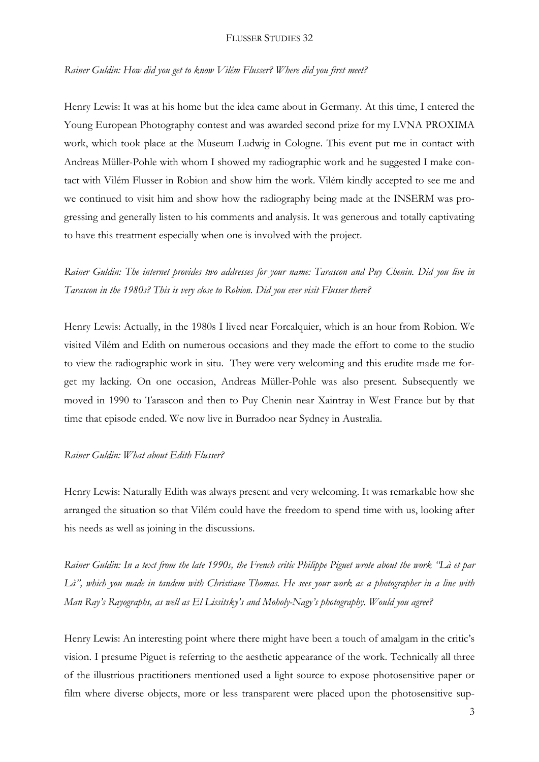*Rainer Guldin: How did you get to know Vilém Flusser? Where did you first meet?*

Henry Lewis: It was at his home but the idea came about in Germany. At this time, I entered the Young European Photography contest and was awarded second prize for my LVNA PROXIMA work, which took place at the Museum Ludwig in Cologne. This event put me in contact with Andreas Müller-Pohle with whom I showed my radiographic work and he suggested I make contact with Vilém Flusser in Robion and show him the work. Vilém kindly accepted to see me and we continued to visit him and show how the radiography being made at the INSERM was progressing and generally listen to his comments and analysis. It was generous and totally captivating to have this treatment especially when one is involved with the project.

*Rainer Guldin: The internet provides two addresses for your name: Tarascon and Puy Chenin. Did you live in Tarascon in the 1980s? This is very close to Robion. Did you ever visit Flusser there?*

Henry Lewis: Actually, in the 1980s I lived near Forcalquier, which is an hour from Robion. We visited Vilém and Edith on numerous occasions and they made the effort to come to the studio to view the radiographic work in situ. They were very welcoming and this erudite made me forget my lacking. On one occasion, Andreas Müller-Pohle was also present. Subsequently we moved in 1990 to Tarascon and then to Puy Chenin near Xaintray in West France but by that time that episode ended. We now live in Burradoo near Sydney in Australia.

*Rainer Guldin: What about Edith Flusser?*

Henry Lewis: Naturally Edith was always present and very welcoming. It was remarkable how she arranged the situation so that Vilém could have the freedom to spend time with us, looking after his needs as well as joining in the discussions.

*Rainer Guldin: In a text from the late 1990s, the French critic Philippe Piguet wrote about the work "Là et par Là", which you made in tandem with Christiane Thomas. He sees your work as a photographer in a line with Man Ray's Rayographs, as well as El Lissitsky's and Moholy-Nagy's photography. Would you agree?*

Henry Lewis: An interesting point where there might have been a touch of amalgam in the critic's vision. I presume Piguet is referring to the aesthetic appearance of the work. Technically all three of the illustrious practitioners mentioned used a light source to expose photosensitive paper or film where diverse objects, more or less transparent were placed upon the photosensitive sup-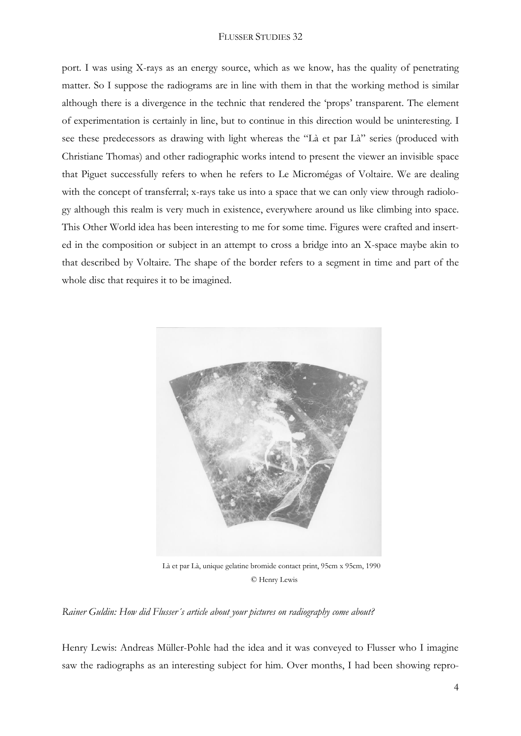port. I was using X-rays as an energy source, which as we know, has the quality of penetrating matter. So I suppose the radiograms are in line with them in that the working method is similar although there is a divergence in the technic that rendered the 'props' transparent. The element of experimentation is certainly in line, but to continue in this direction would be uninteresting. I see these predecessors as drawing with light whereas the "Là et par Là" series (produced with Christiane Thomas) and other radiographic works intend to present the viewer an invisible space that Piguet successfully refers to when he refers to Le Micromégas of Voltaire. We are dealing with the concept of transferral; x-rays take us into a space that we can only view through radiology although this realm is very much in existence, everywhere around us like climbing into space. This Other World idea has been interesting to me for some time. Figures were crafted and inserted in the composition or subject in an attempt to cross a bridge into an X-space maybe akin to that described by Voltaire. The shape of the border refers to a segment in time and part of the whole disc that requires it to be imagined.

Là et par Là, unique gelatine bromide contact print, 95cm x 95cm, 1990
© Henry Lewis

*Rainer Guldin: How did Flusser´s article about your pictures on radiography come about?*

Henry Lewis: Andreas Müller-Pohle had the idea and it was conveyed to Flusser who I imagine saw the radiographs as an interesting subject for him. Over months, I had been showing repro-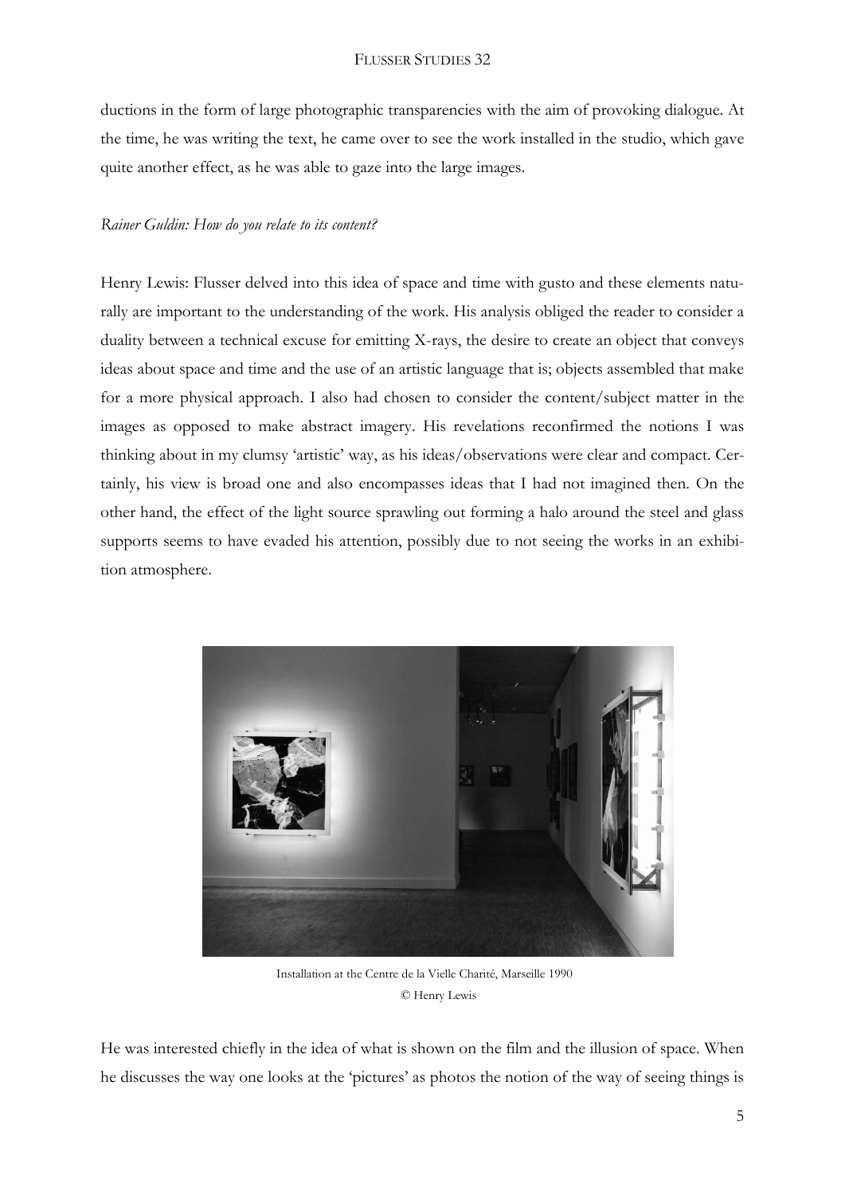ductions in the form of large photographic transparencies with the aim of provoking dialogue. At the time, he was writing the text, he came over to see the work installed in the studio, which gave quite another effect, as he was able to gaze into the large images.

*Rainer Guldin: How do you relate to its content?*

Henry Lewis: Flusser delved into this idea of space and time with gusto and these elements naturally are important to the understanding of the work. His analysis obliged the reader to consider a duality between a technical excuse for emitting X-rays, the desire to create an object that conveys ideas about space and time and the use of an artistic language that is; objects assembled that make for a more physical approach. I also had chosen to consider the content/subject matter in the images as opposed to make abstract imagery. His revelations reconfirmed the notions I was thinking about in my clumsy 'artistic' way, as his ideas/observations were clear and compact. Certainly, his view is broad one and also encompasses ideas that I had not imagined then. On the other hand, the effect of the light source sprawling out forming a halo around the steel and glass supports seems to have evaded his attention, possibly due to not seeing the works in an exhibition atmosphere.

Installation at the Centre de la Vielle Charité, Marseille 1990
© Henry Lewis

He was interested chiefly in the idea of what is shown on the film and the illusion of space. When he discusses the way one looks at the 'pictures' as photos the notion of the way of seeing things is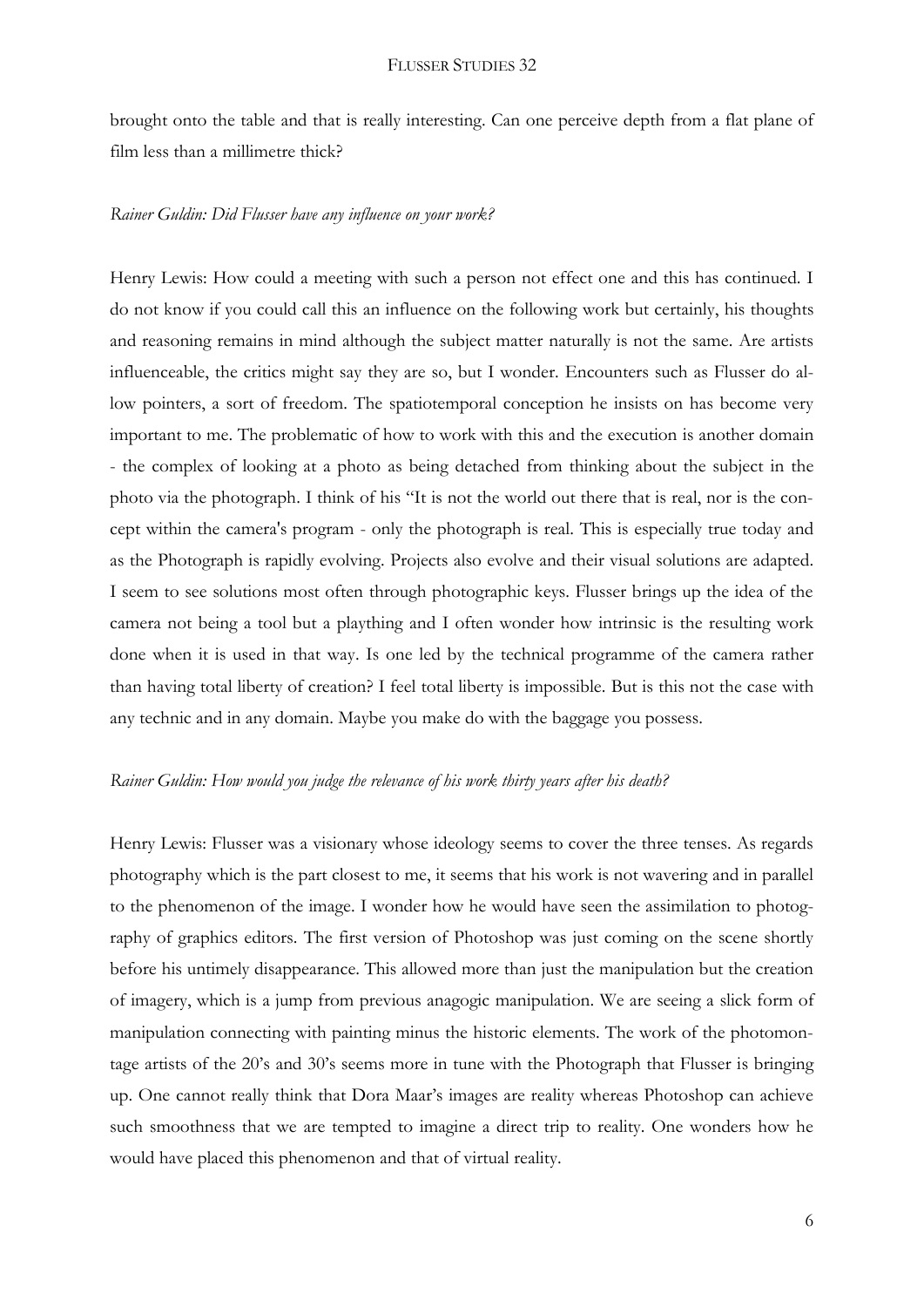brought onto the table and that is really interesting. Can one perceive depth from a flat plane of film less than a millimetre thick?

*Rainer Guldin: Did Flusser have any influence on your work?*

Henry Lewis: How could a meeting with such a person not effect one and this has continued. I do not know if you could call this an influence on the following work but certainly, his thoughts and reasoning remains in mind although the subject matter naturally is not the same. Are artists influenceable, the critics might say they are so, but I wonder. Encounters such as Flusser do allow pointers, a sort of freedom. The spatiotemporal conception he insists on has become very important to me. The problematic of how to work with this and the execution is another domain - the complex of looking at a photo as being detached from thinking about the subject in the photo via the photograph. I think of his "It is not the world out there that is real, nor is the concept within the camera's program - only the photograph is real. This is especially true today and as the Photograph is rapidly evolving. Projects also evolve and their visual solutions are adapted. I seem to see solutions most often through photographic keys. Flusser brings up the idea of the camera not being a tool but a plaything and I often wonder how intrinsic is the resulting work done when it is used in that way. Is one led by the technical programme of the camera rather than having total liberty of creation? I feel total liberty is impossible. But is this not the case with any technic and in any domain. Maybe you make do with the baggage you possess.

*Rainer Guldin: How would you judge the relevance of his work thirty years after his death?*

Henry Lewis: Flusser was a visionary whose ideology seems to cover the three tenses. As regards photography which is the part closest to me, it seems that his work is not wavering and in parallel to the phenomenon of the image. I wonder how he would have seen the assimilation to photography of graphics editors. The first version of Photoshop was just coming on the scene shortly before his untimely disappearance. This allowed more than just the manipulation but the creation of imagery, which is a jump from previous anagogic manipulation. We are seeing a slick form of manipulation connecting with painting minus the historic elements. The work of the photomontage artists of the 20's and 30's seems more in tune with the Photograph that Flusser is bringing up. One cannot really think that Dora Maar's images are reality whereas Photoshop can achieve such smoothness that we are tempted to imagine a direct trip to reality. One wonders how he would have placed this phenomenon and that of virtual reality.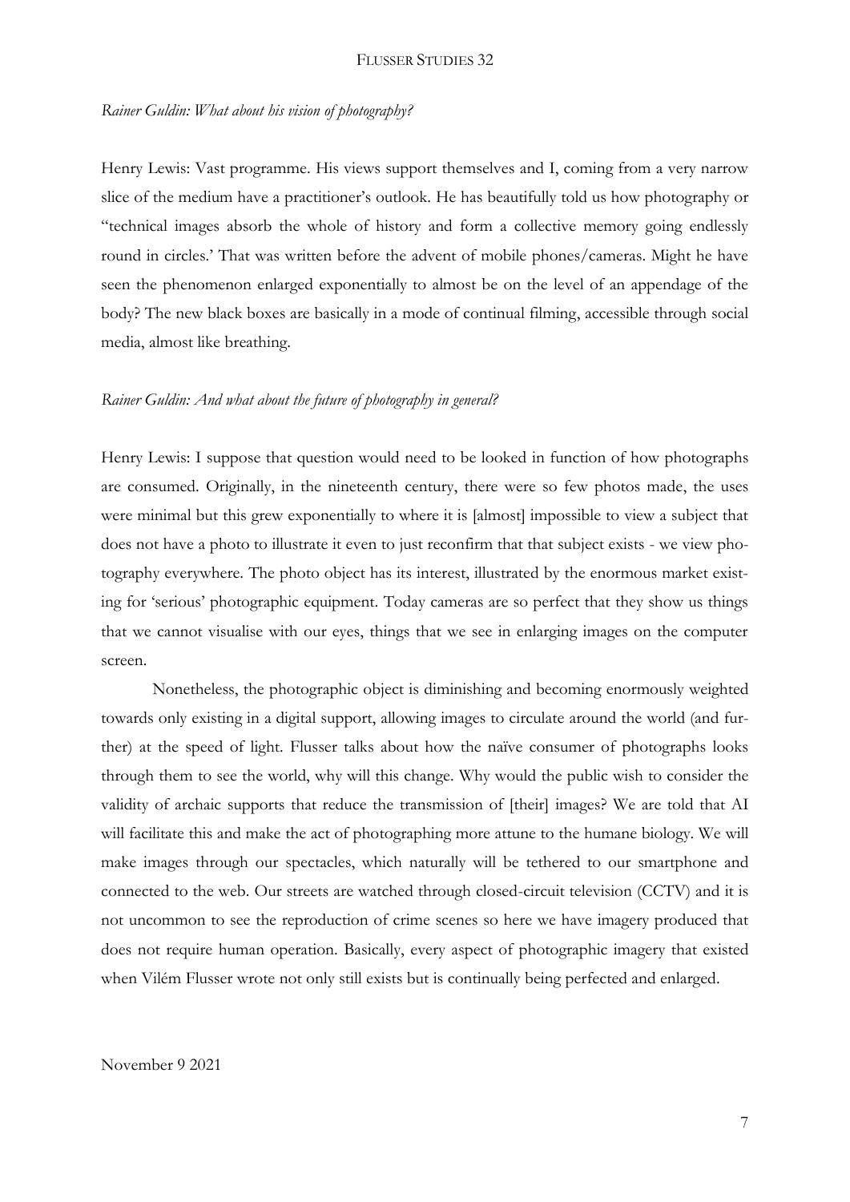*Rainer Guldin: What about his vision of photography?*

Henry Lewis: Vast programme. His views support themselves and I, coming from a very narrow slice of the medium have a practitioner's outlook. He has beautifully told us how photography or "technical images absorb the whole of history and form a collective memory going endlessly round in circles.' That was written before the advent of mobile phones/cameras. Might he have seen the phenomenon enlarged exponentially to almost be on the level of an appendage of the body? The new black boxes are basically in a mode of continual filming, accessible through social media, almost like breathing.

*Rainer Guldin: And what about the future of photography in general?*

Henry Lewis: I suppose that question would need to be looked in function of how photographs are consumed. Originally, in the nineteenth century, there were so few photos made, the uses were minimal but this grew exponentially to where it is [almost] impossible to view a subject that does not have a photo to illustrate it even to just reconfirm that that subject exists - we view photography everywhere. The photo object has its interest, illustrated by the enormous market existing for 'serious' photographic equipment. Today cameras are so perfect that they show us things that we cannot visualise with our eyes, things that we see in enlarging images on the computer screen.

Nonetheless, the photographic object is diminishing and becoming enormously weighted towards only existing in a digital support, allowing images to circulate around the world (and further) at the speed of light. Flusser talks about how the naïve consumer of photographs looks through them to see the world, why will this change. Why would the public wish to consider the validity of archaic supports that reduce the transmission of [their] images? We are told that AI will facilitate this and make the act of photographing more attune to the humane biology. We will make images through our spectacles, which naturally will be tethered to our smartphone and connected to the web. Our streets are watched through closed-circuit television (CCTV) and it is not uncommon to see the reproduction of crime scenes so here we have imagery produced that does not require human operation. Basically, every aspect of photographic imagery that existed when Vilém Flusser wrote not only still exists but is continually being perfected and enlarged.

November 9 2021